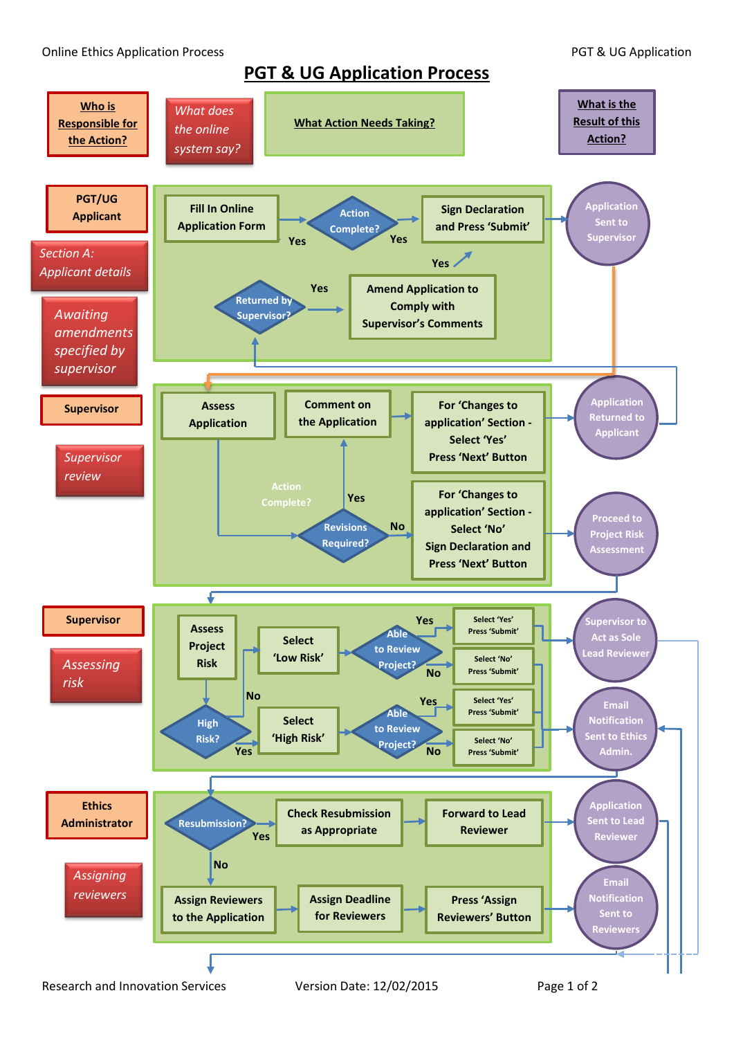# PGT & UG Application Process

| Who is Responsible for the Action? | What does the online system say? | What Action Needs Taking? | What is the Result of this Action? |
|---|---|---|---|
| PGT/UG Applicant | *Section A: Applicant details*; *Awaiting amendments specified by supervisor* | Fill In Online Application Form → Action Complete? (Yes) → Sign Declaration and Press 'Submit'. Returned by Supervisor? (Yes) → Amend Application to Comply with Supervisor's Comments → (Yes) Sign Declaration and Press 'Submit' | Application Sent to Supervisor |
| Supervisor | *Supervisor review* | Assess Application → Revisions Required? (Action Complete?) — Yes → Comment on the Application → For 'Changes to application' Section - Select 'Yes' Press 'Next' Button. No → For 'Changes to application' Section - Select 'No' Sign Declaration and Press 'Next' Button | Application Returned to Applicant; Proceed to Project Risk Assessment |
| Supervisor | *Assessing risk* | Assess Project Risk → High Risk? No → Select 'Low Risk' → Able to Review Project? Yes → Select 'Yes' Press 'Submit'; No → Select 'No' Press 'Submit'. High Risk? Yes → Select 'High Risk' → Able to Review Project? Yes → Select 'Yes' Press 'Submit'; No → Select 'No' Press 'Submit' | Supervisor to Act as Sole Lead Reviewer; Email Notification Sent to Ethics Admin. |
| Ethics Administrator | *Assigning reviewers* | Resubmission? Yes → Check Resubmission as Appropriate → Forward to Lead Reviewer. No → Assign Reviewers to the Application → Assign Deadline for Reviewers → Press 'Assign Reviewers' Button | Application Sent to Lead Reviewer; Email Notification Sent to Reviewers |

Research and Innovation Services — Version Date: 12/02/2015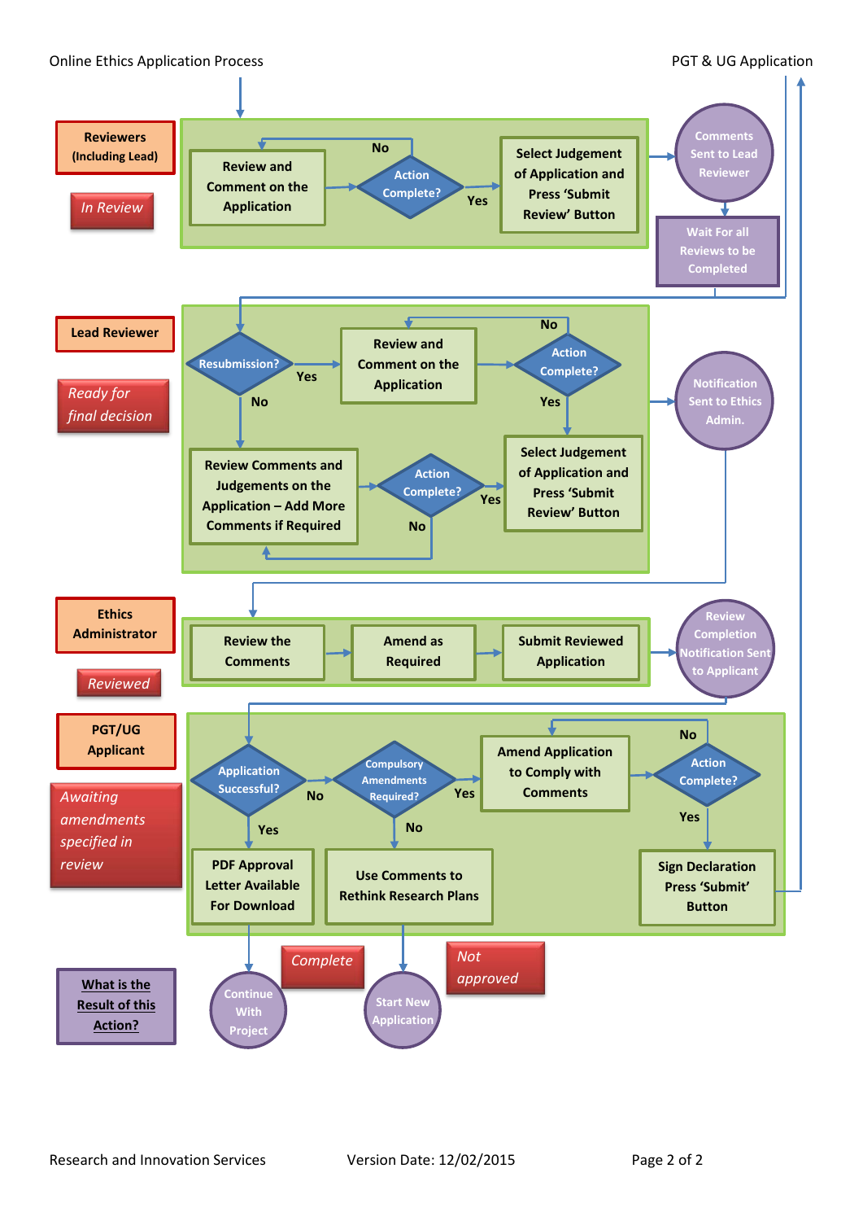Online Ethics Application Process

PGT & UG Application

**Reviewers (Including Lead)**

*In Review*

Review and Comment on the Application

Action Complete?

No

Yes

Select Judgement of Application and Press 'Submit Review' Button

Comments Sent to Lead Reviewer

Wait For all Reviews to be Completed

**Lead Reviewer**

*Ready for final decision*

Resubmission?

Yes

No

Review and Comment on the Application

Action Complete?

No

Yes

Select Judgement of Application and Press 'Submit Review' Button

Review Comments and Judgements on the Application – Add More Comments if Required

Action Complete?

Yes

No

Notification Sent to Ethics Admin.

**Ethics Administrator**

*Reviewed*

Review the Comments

Amend as Required

Submit Reviewed Application

Review Completion Notification Sent to Applicant

**PGT/UG Applicant**

*Awaiting amendments specified in review*

Application Successful?

No

Yes

Compulsory Amendments Required?

Yes

No

Amend Application to Comply with Comments

Action Complete?

No

Yes

Sign Declaration Press 'Submit' Button

PDF Approval Letter Available For Download

Use Comments to Rethink Research Plans

**What is the Result of this Action?**

Continue With Project

*Complete*

Start New Application

*Not approved*

Research and Innovation Services

Version Date: 12/02/2015